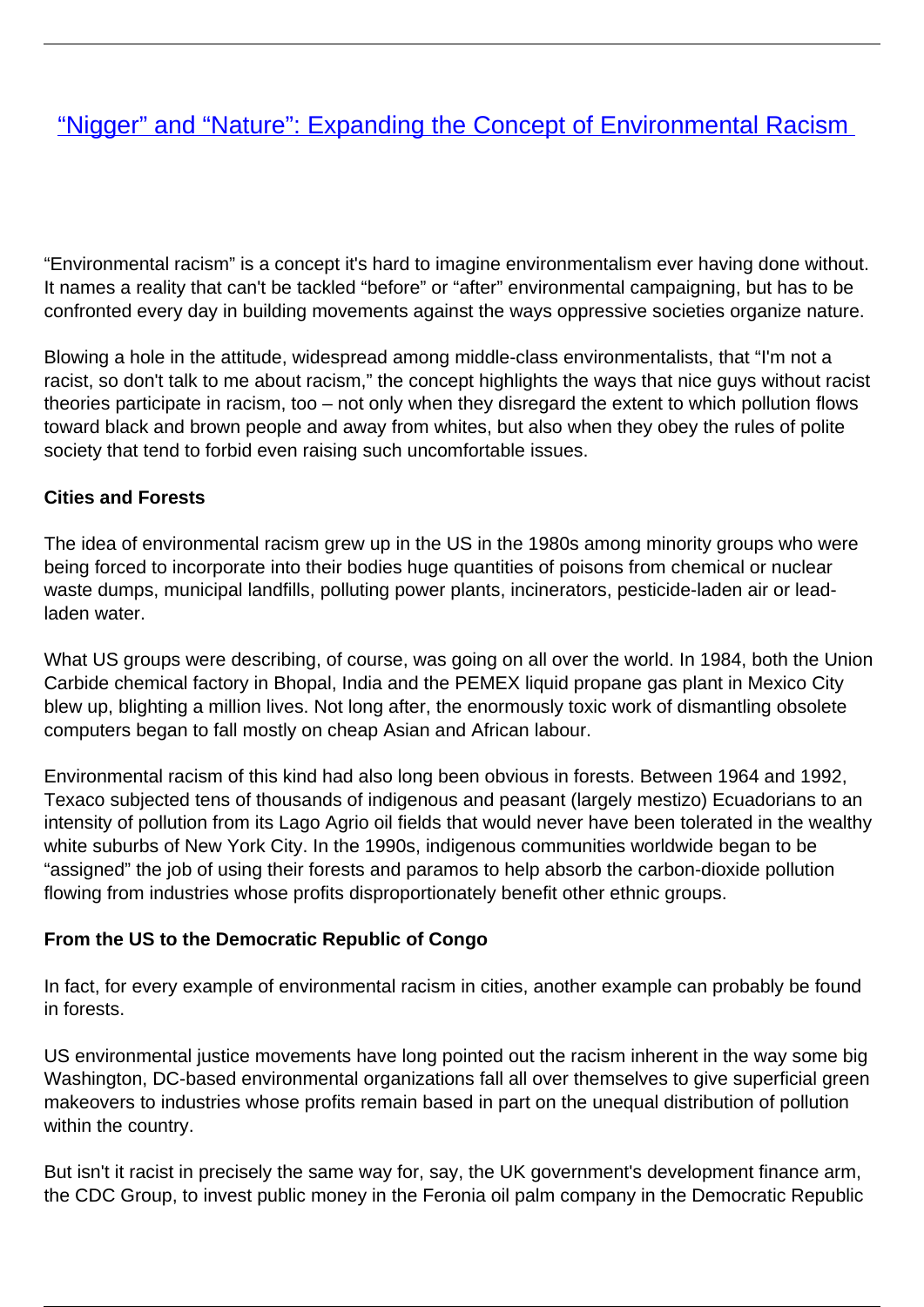# ["Nigger" and "Nature": Expanding the Concept of Environmental Racism]()

"Environmental racism" is a concept it's hard to imagine environmentalism ever having done without. It names a reality that can't be tackled "before" or "after" environmental campaigning, but has to be confronted every day in building movements against the ways oppressive societies organize nature.

Blowing a hole in the attitude, widespread among middle-class environmentalists, that "I'm not a racist, so don't talk to me about racism," the concept highlights the ways that nice guys without racist theories participate in racism, too – not only when they disregard the extent to which pollution flows toward black and brown people and away from whites, but also when they obey the rules of polite society that tend to forbid even raising such uncomfortable issues.

**Cities and Forests**

The idea of environmental racism grew up in the US in the 1980s among minority groups who were being forced to incorporate into their bodies huge quantities of poisons from chemical or nuclear waste dumps, municipal landfills, polluting power plants, incinerators, pesticide-laden air or lead-laden water.

What US groups were describing, of course, was going on all over the world. In 1984, both the Union Carbide chemical factory in Bhopal, India and the PEMEX liquid propane gas plant in Mexico City blew up, blighting a million lives. Not long after, the enormously toxic work of dismantling obsolete computers began to fall mostly on cheap Asian and African labour.

Environmental racism of this kind had also long been obvious in forests. Between 1964 and 1992, Texaco subjected tens of thousands of indigenous and peasant (largely mestizo) Ecuadorians to an intensity of pollution from its Lago Agrio oil fields that would never have been tolerated in the wealthy white suburbs of New York City. In the 1990s, indigenous communities worldwide began to be "assigned" the job of using their forests and paramos to help absorb the carbon-dioxide pollution flowing from industries whose profits disproportionately benefit other ethnic groups.

**From the US to the Democratic Republic of Congo**

In fact, for every example of environmental racism in cities, another example can probably be found in forests.

US environmental justice movements have long pointed out the racism inherent in the way some big Washington, DC-based environmental organizations fall all over themselves to give superficial green makeovers to industries whose profits remain based in part on the unequal distribution of pollution within the country.

But isn't it racist in precisely the same way for, say, the UK government's development finance arm, the CDC Group, to invest public money in the Feronia oil palm company in the Democratic Republic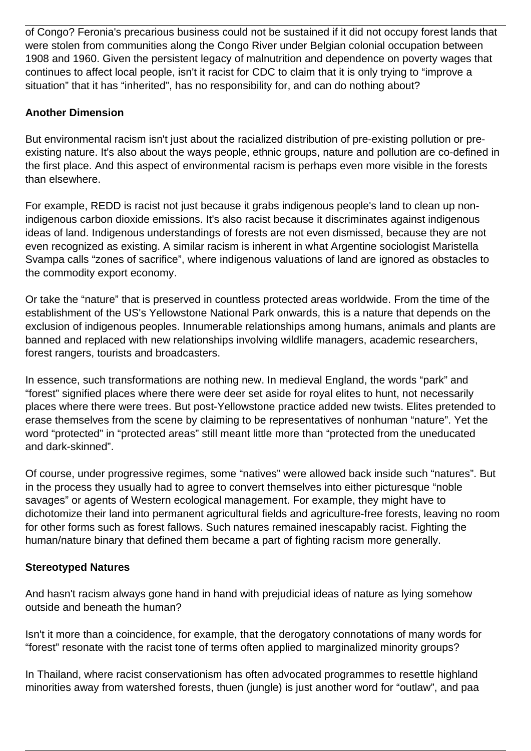of Congo? Feronia's precarious business could not be sustained if it did not occupy forest lands that were stolen from communities along the Congo River under Belgian colonial occupation between 1908 and 1960. Given the persistent legacy of malnutrition and dependence on poverty wages that continues to affect local people, isn't it racist for CDC to claim that it is only trying to “improve a situation” that it has “inherited”, has no responsibility for, and can do nothing about?

**Another Dimension**

But environmental racism isn't just about the racialized distribution of pre-existing pollution or pre-existing nature. It's also about the ways people, ethnic groups, nature and pollution are co-defined in the first place. And this aspect of environmental racism is perhaps even more visible in the forests than elsewhere.

For example, REDD is racist not just because it grabs indigenous people's land to clean up non-indigenous carbon dioxide emissions. It's also racist because it discriminates against indigenous ideas of land. Indigenous understandings of forests are not even dismissed, because they are not even recognized as existing. A similar racism is inherent in what Argentine sociologist Maristella Svampa calls “zones of sacrifice”, where indigenous valuations of land are ignored as obstacles to the commodity export economy.

Or take the “nature” that is preserved in countless protected areas worldwide. From the time of the establishment of the US's Yellowstone National Park onwards, this is a nature that depends on the exclusion of indigenous peoples. Innumerable relationships among humans, animals and plants are banned and replaced with new relationships involving wildlife managers, academic researchers, forest rangers, tourists and broadcasters.

In essence, such transformations are nothing new. In medieval England, the words “park” and “forest” signified places where there were deer set aside for royal elites to hunt, not necessarily places where there were trees. But post-Yellowstone practice added new twists. Elites pretended to erase themselves from the scene by claiming to be representatives of nonhuman “nature”. Yet the word “protected” in “protected areas” still meant little more than “protected from the uneducated and dark-skinned”.

Of course, under progressive regimes, some “natives” were allowed back inside such “natures”. But in the process they usually had to agree to convert themselves into either picturesque “noble savages” or agents of Western ecological management. For example, they might have to dichotomize their land into permanent agricultural fields and agriculture-free forests, leaving no room for other forms such as forest fallows. Such natures remained inescapably racist. Fighting the human/nature binary that defined them became a part of fighting racism more generally.

**Stereotyped Natures**

And hasn't racism always gone hand in hand with prejudicial ideas of nature as lying somehow outside and beneath the human?

Isn't it more than a coincidence, for example, that the derogatory connotations of many words for “forest” resonate with the racist tone of terms often applied to marginalized minority groups?

In Thailand, where racist conservationism has often advocated programmes to resettle highland minorities away from watershed forests, thuen (jungle) is just another word for “outlaw”, and paa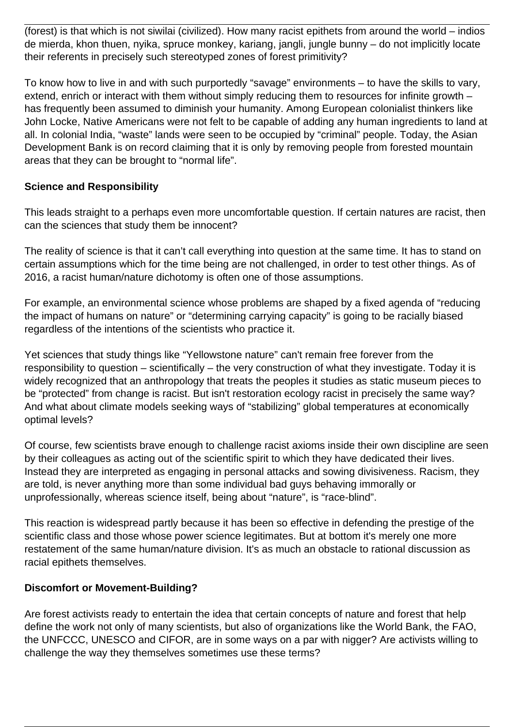(forest) is that which is not siwilai (civilized). How many racist epithets from around the world – indios de mierda, khon thuen, nyika, spruce monkey, kariang, jangli, jungle bunny – do not implicitly locate their referents in precisely such stereotyped zones of forest primitivity?

To know how to live in and with such purportedly "savage" environments – to have the skills to vary, extend, enrich or interact with them without simply reducing them to resources for infinite growth – has frequently been assumed to diminish your humanity. Among European colonialist thinkers like John Locke, Native Americans were not felt to be capable of adding any human ingredients to land at all. In colonial India, "waste" lands were seen to be occupied by "criminal" people. Today, the Asian Development Bank is on record claiming that it is only by removing people from forested mountain areas that they can be brought to "normal life".

**Science and Responsibility**

This leads straight to a perhaps even more uncomfortable question. If certain natures are racist, then can the sciences that study them be innocent?

The reality of science is that it can't call everything into question at the same time. It has to stand on certain assumptions which for the time being are not challenged, in order to test other things. As of 2016, a racist human/nature dichotomy is often one of those assumptions.

For example, an environmental science whose problems are shaped by a fixed agenda of "reducing the impact of humans on nature" or "determining carrying capacity" is going to be racially biased regardless of the intentions of the scientists who practice it.

Yet sciences that study things like "Yellowstone nature" can't remain free forever from the responsibility to question – scientifically – the very construction of what they investigate. Today it is widely recognized that an anthropology that treats the peoples it studies as static museum pieces to be "protected" from change is racist. But isn't restoration ecology racist in precisely the same way? And what about climate models seeking ways of "stabilizing" global temperatures at economically optimal levels?

Of course, few scientists brave enough to challenge racist axioms inside their own discipline are seen by their colleagues as acting out of the scientific spirit to which they have dedicated their lives. Instead they are interpreted as engaging in personal attacks and sowing divisiveness. Racism, they are told, is never anything more than some individual bad guys behaving immorally or unprofessionally, whereas science itself, being about "nature", is "race-blind".

This reaction is widespread partly because it has been so effective in defending the prestige of the scientific class and those whose power science legitimates. But at bottom it's merely one more restatement of the same human/nature division. It's as much an obstacle to rational discussion as racial epithets themselves.

**Discomfort or Movement-Building?**

Are forest activists ready to entertain the idea that certain concepts of nature and forest that help define the work not only of many scientists, but also of organizations like the World Bank, the FAO, the UNFCCC, UNESCO and CIFOR, are in some ways on a par with nigger? Are activists willing to challenge the way they themselves sometimes use these terms?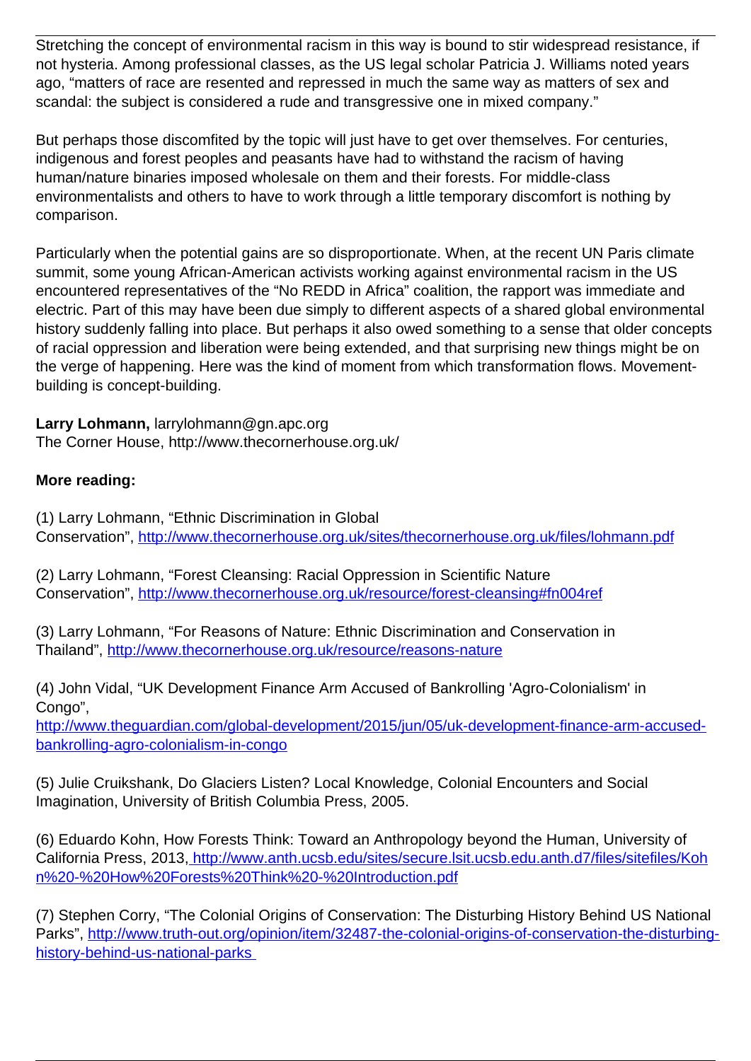Stretching the concept of environmental racism in this way is bound to stir widespread resistance, if not hysteria. Among professional classes, as the US legal scholar Patricia J. Williams noted years ago, “matters of race are resented and repressed in much the same way as matters of sex and scandal: the subject is considered a rude and transgressive one in mixed company.”

But perhaps those discomfited by the topic will just have to get over themselves. For centuries, indigenous and forest peoples and peasants have had to withstand the racism of having human/nature binaries imposed wholesale on them and their forests. For middle-class environmentalists and others to have to work through a little temporary discomfort is nothing by comparison.

Particularly when the potential gains are so disproportionate. When, at the recent UN Paris climate summit, some young African-American activists working against environmental racism in the US encountered representatives of the “No REDD in Africa” coalition, the rapport was immediate and electric. Part of this may have been due simply to different aspects of a shared global environmental history suddenly falling into place. But perhaps it also owed something to a sense that older concepts of racial oppression and liberation were being extended, and that surprising new things might be on the verge of happening. Here was the kind of moment from which transformation flows. Movement-building is concept-building.

**Larry Lohmann,** larrylohmann@gn.apc.org
The Corner House, http://www.thecornerhouse.org.uk/

**More reading:**

(1) Larry Lohmann, “Ethnic Discrimination in Global Conservation”, http://www.thecornerhouse.org.uk/sites/thecornerhouse.org.uk/files/lohmann.pdf

(2) Larry Lohmann, “Forest Cleansing: Racial Oppression in Scientific Nature Conservation”, http://www.thecornerhouse.org.uk/resource/forest-cleansing#fn004ref

(3) Larry Lohmann, “For Reasons of Nature: Ethnic Discrimination and Conservation in Thailand”, http://www.thecornerhouse.org.uk/resource/reasons-nature

(4) John Vidal, “UK Development Finance Arm Accused of Bankrolling 'Agro-Colonialism' in Congo”, http://www.theguardian.com/global-development/2015/jun/05/uk-development-finance-arm-accused-bankrolling-agro-colonialism-in-congo

(5) Julie Cruikshank, Do Glaciers Listen? Local Knowledge, Colonial Encounters and Social Imagination, University of British Columbia Press, 2005.

(6) Eduardo Kohn, How Forests Think: Toward an Anthropology beyond the Human, University of California Press, 2013, http://www.anth.ucsb.edu/sites/secure.lsit.ucsb.edu.anth.d7/files/sitefiles/Kohn%20-%20How%20Forests%20Think%20-%20Introduction.pdf

(7) Stephen Corry, “The Colonial Origins of Conservation: The Disturbing History Behind US National Parks”, http://www.truth-out.org/opinion/item/32487-the-colonial-origins-of-conservation-the-disturbing-history-behind-us-national-parks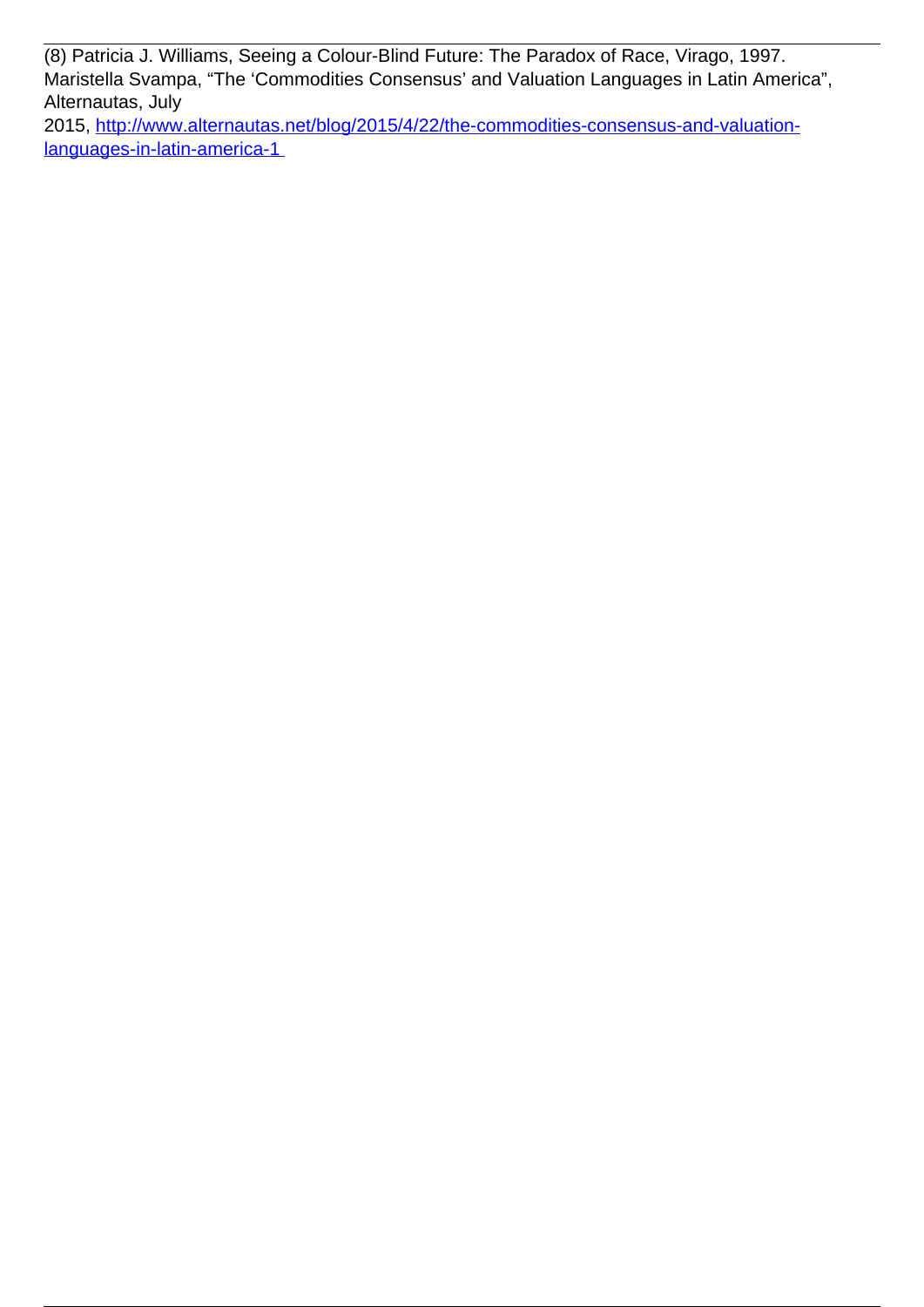(8) Patricia J. Williams, Seeing a Colour-Blind Future: The Paradox of Race, Virago, 1997.
Maristella Svampa, "The 'Commodities Consensus' and Valuation Languages in Latin America", Alternautas, July 2015, http://www.alternautas.net/blog/2015/4/22/the-commodities-consensus-and-valuation-languages-in-latin-america-1